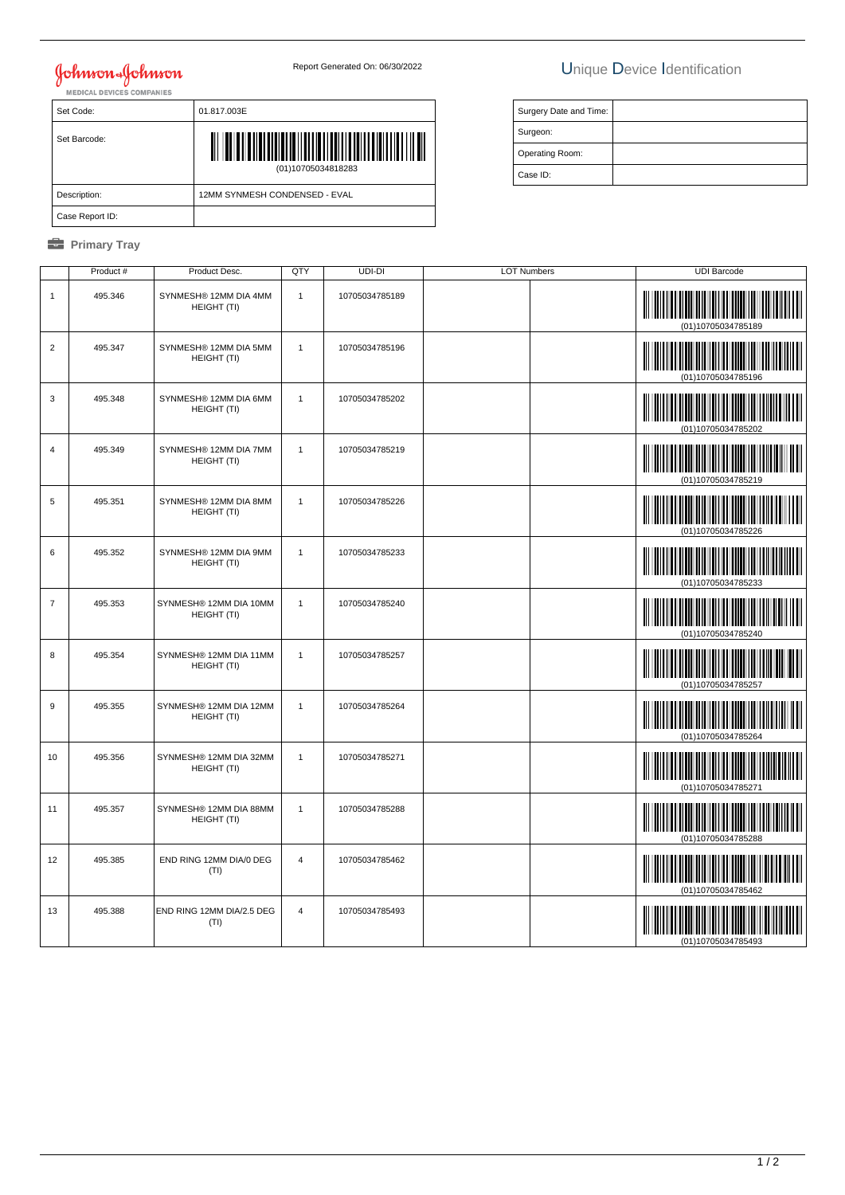Johnson & Johnson
MEDICAL DEVICES COMPANIES

Report Generated On: 06/30/2022

# Unique Device Identification

| Set Code: | 01.817.003E |
| --- | --- |
| Set Barcode: | (01)10705034818283 |
| Description: | 12MM SYNMESH CONDENSED - EVAL |
| Case Report ID: | |

| Surgery Date and Time: | |
| --- | --- |
| Surgeon: | |
| Operating Room: | |
| Case ID: | |

## Primary Tray

| | Product # | Product Desc. | QTY | UDI-DI | LOT Numbers | | UDI Barcode |
| --- | --- | --- | --- | --- | --- | --- | --- |
| 1 | 495.346 | SYNMESH® 12MM DIA 4MM HEIGHT (TI) | 1 | 10705034785189 | | | (01)10705034785189 |
| 2 | 495.347 | SYNMESH® 12MM DIA 5MM HEIGHT (TI) | 1 | 10705034785196 | | | (01)10705034785196 |
| 3 | 495.348 | SYNMESH® 12MM DIA 6MM HEIGHT (TI) | 1 | 10705034785202 | | | (01)10705034785202 |
| 4 | 495.349 | SYNMESH® 12MM DIA 7MM HEIGHT (TI) | 1 | 10705034785219 | | | (01)10705034785219 |
| 5 | 495.351 | SYNMESH® 12MM DIA 8MM HEIGHT (TI) | 1 | 10705034785226 | | | (01)10705034785226 |
| 6 | 495.352 | SYNMESH® 12MM DIA 9MM HEIGHT (TI) | 1 | 10705034785233 | | | (01)10705034785233 |
| 7 | 495.353 | SYNMESH® 12MM DIA 10MM HEIGHT (TI) | 1 | 10705034785240 | | | (01)10705034785240 |
| 8 | 495.354 | SYNMESH® 12MM DIA 11MM HEIGHT (TI) | 1 | 10705034785257 | | | (01)10705034785257 |
| 9 | 495.355 | SYNMESH® 12MM DIA 12MM HEIGHT (TI) | 1 | 10705034785264 | | | (01)10705034785264 |
| 10 | 495.356 | SYNMESH® 12MM DIA 32MM HEIGHT (TI) | 1 | 10705034785271 | | | (01)10705034785271 |
| 11 | 495.357 | SYNMESH® 12MM DIA 88MM HEIGHT (TI) | 1 | 10705034785288 | | | (01)10705034785288 |
| 12 | 495.385 | END RING 12MM DIA/0 DEG (TI) | 4 | 10705034785462 | | | (01)10705034785462 |
| 13 | 495.388 | END RING 12MM DIA/2.5 DEG (TI) | 4 | 10705034785493 | | | (01)10705034785493 |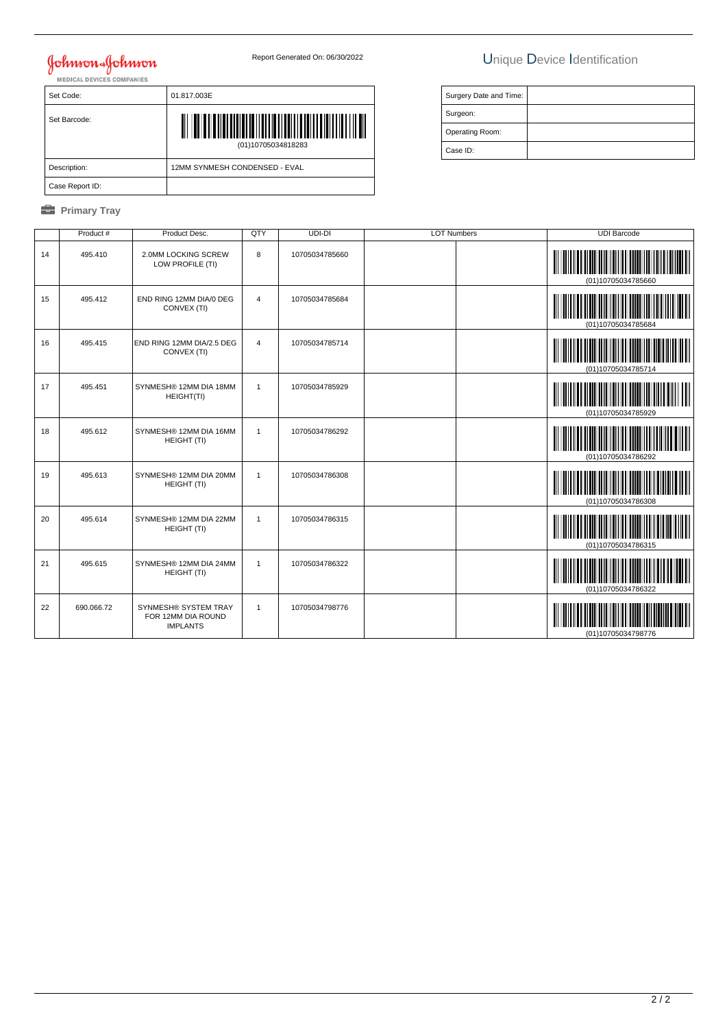Johnson & Johnson
MEDICAL DEVICES COMPANIES

Report Generated On: 06/30/2022

# Unique Device Identification

| | |
|---|---|
| Set Code: | 01.817.003E |
| Set Barcode: | (01)10705034818283 |
| Description: | 12MM SYNMESH CONDENSED - EVAL |
| Case Report ID: | |

| | |
|---|---|
| Surgery Date and Time: | |
| Surgeon: | |
| Operating Room: | |
| Case ID: | |

## Primary Tray

| | Product # | Product Desc. | QTY | UDI-DI | LOT Numbers | | UDI Barcode |
|---|---|---|---|---|---|---|---|
| 14 | 495.410 | 2.0MM LOCKING SCREW LOW PROFILE (TI) | 8 | 10705034785660 | | | (01)10705034785660 |
| 15 | 495.412 | END RING 12MM DIA/0 DEG CONVEX (TI) | 4 | 10705034785684 | | | (01)10705034785684 |
| 16 | 495.415 | END RING 12MM DIA/2.5 DEG CONVEX (TI) | 4 | 10705034785714 | | | (01)10705034785714 |
| 17 | 495.451 | SYNMESH® 12MM DIA 18MM HEIGHT(TI) | 1 | 10705034785929 | | | (01)10705034785929 |
| 18 | 495.612 | SYNMESH® 12MM DIA 16MM HEIGHT (TI) | 1 | 10705034786292 | | | (01)10705034786292 |
| 19 | 495.613 | SYNMESH® 12MM DIA 20MM HEIGHT (TI) | 1 | 10705034786308 | | | (01)10705034786308 |
| 20 | 495.614 | SYNMESH® 12MM DIA 22MM HEIGHT (TI) | 1 | 10705034786315 | | | (01)10705034786315 |
| 21 | 495.615 | SYNMESH® 12MM DIA 24MM HEIGHT (TI) | 1 | 10705034786322 | | | (01)10705034786322 |
| 22 | 690.066.72 | SYNMESH® SYSTEM TRAY FOR 12MM DIA ROUND IMPLANTS | 1 | 10705034798776 | | | (01)10705034798776 |